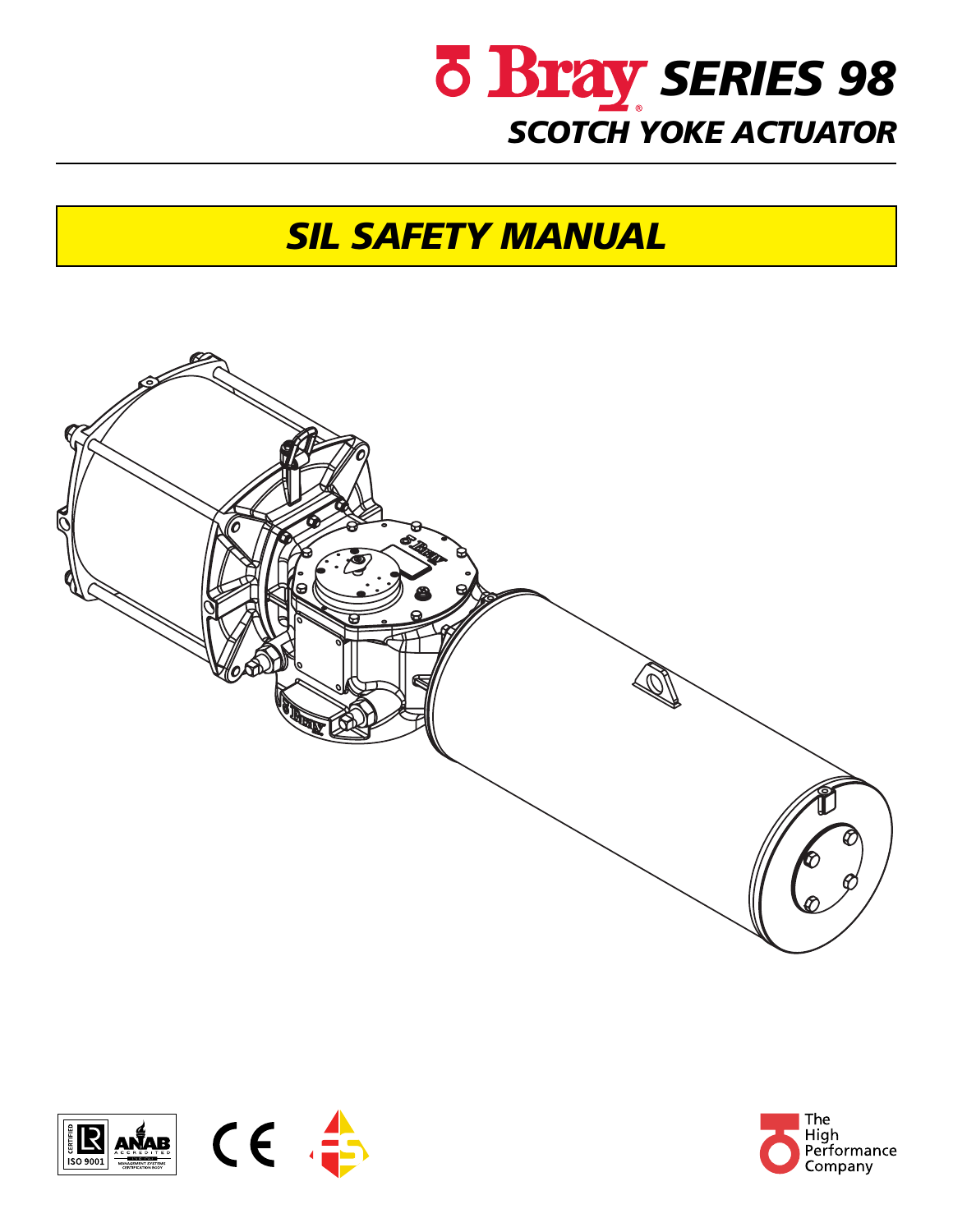# Bray SERIES 98

## SCOTCH YOKE ACTUATOR

## SIL SAFETY MANUAL

The High Performance Company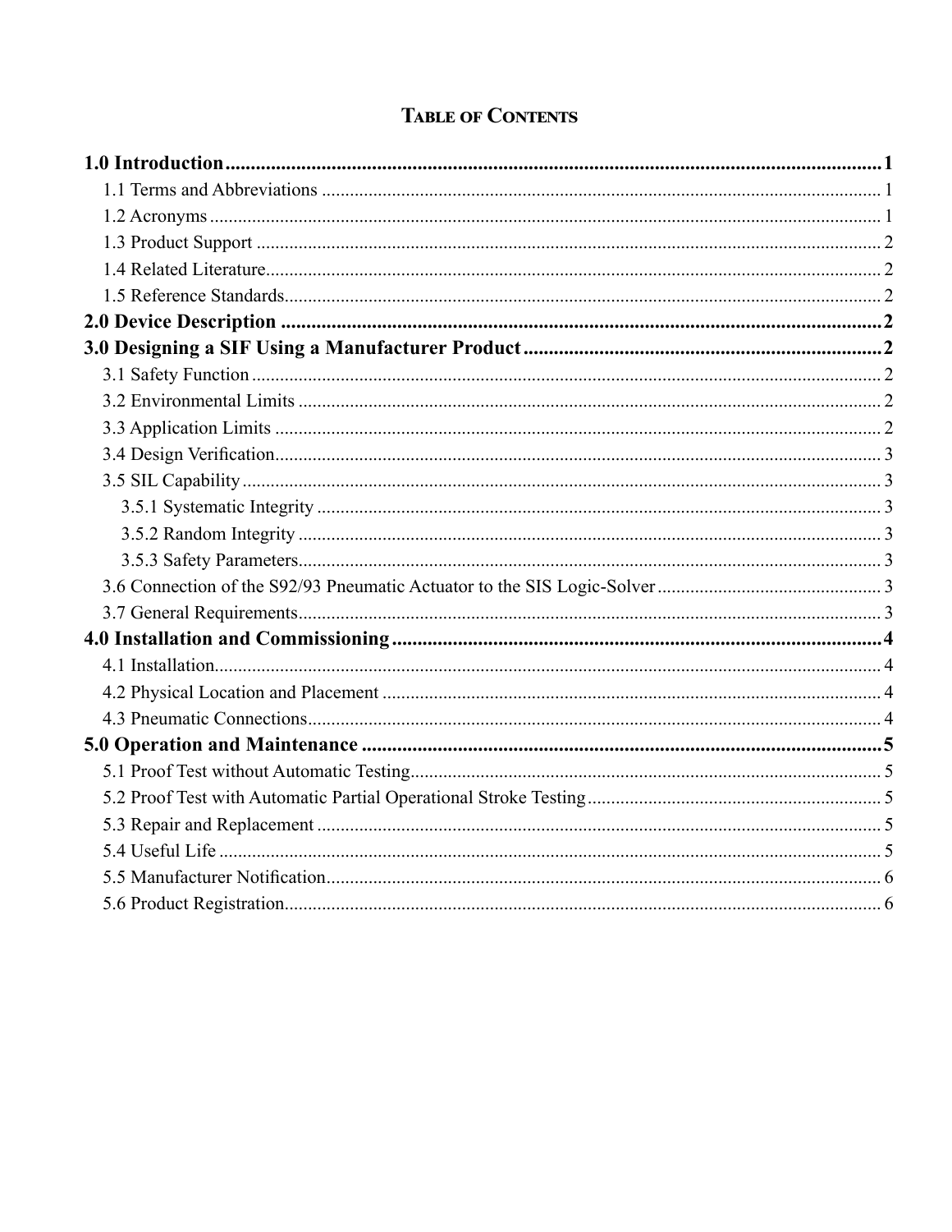# Table of Contents

**1.0 Introduction** ..... **1**

- 1.1 Terms and Abbreviations ..... 1
- 1.2 Acronyms ..... 1
- 1.3 Product Support ..... 2
- 1.4 Related Literature ..... 2
- 1.5 Reference Standards ..... 2

**2.0 Device Description** ..... **2**

**3.0 Designing a SIF Using a Manufacturer Product** ..... **2**

- 3.1 Safety Function ..... 2
- 3.2 Environmental Limits ..... 2
- 3.3 Application Limits ..... 2
- 3.4 Design Verification ..... 3
- 3.5 SIL Capability ..... 3
  - 3.5.1 Systematic Integrity ..... 3
  - 3.5.2 Random Integrity ..... 3
  - 3.5.3 Safety Parameters ..... 3
- 3.6 Connection of the S92/93 Pneumatic Actuator to the SIS Logic-Solver ..... 3
- 3.7 General Requirements ..... 3

**4.0 Installation and Commissioning** ..... **4**

- 4.1 Installation ..... 4
- 4.2 Physical Location and Placement ..... 4
- 4.3 Pneumatic Connections ..... 4

**5.0 Operation and Maintenance** ..... **5**

- 5.1 Proof Test without Automatic Testing ..... 5
- 5.2 Proof Test with Automatic Partial Operational Stroke Testing ..... 5
- 5.3 Repair and Replacement ..... 5
- 5.4 Useful Life ..... 5
- 5.5 Manufacturer Notification ..... 6
- 5.6 Product Registration ..... 6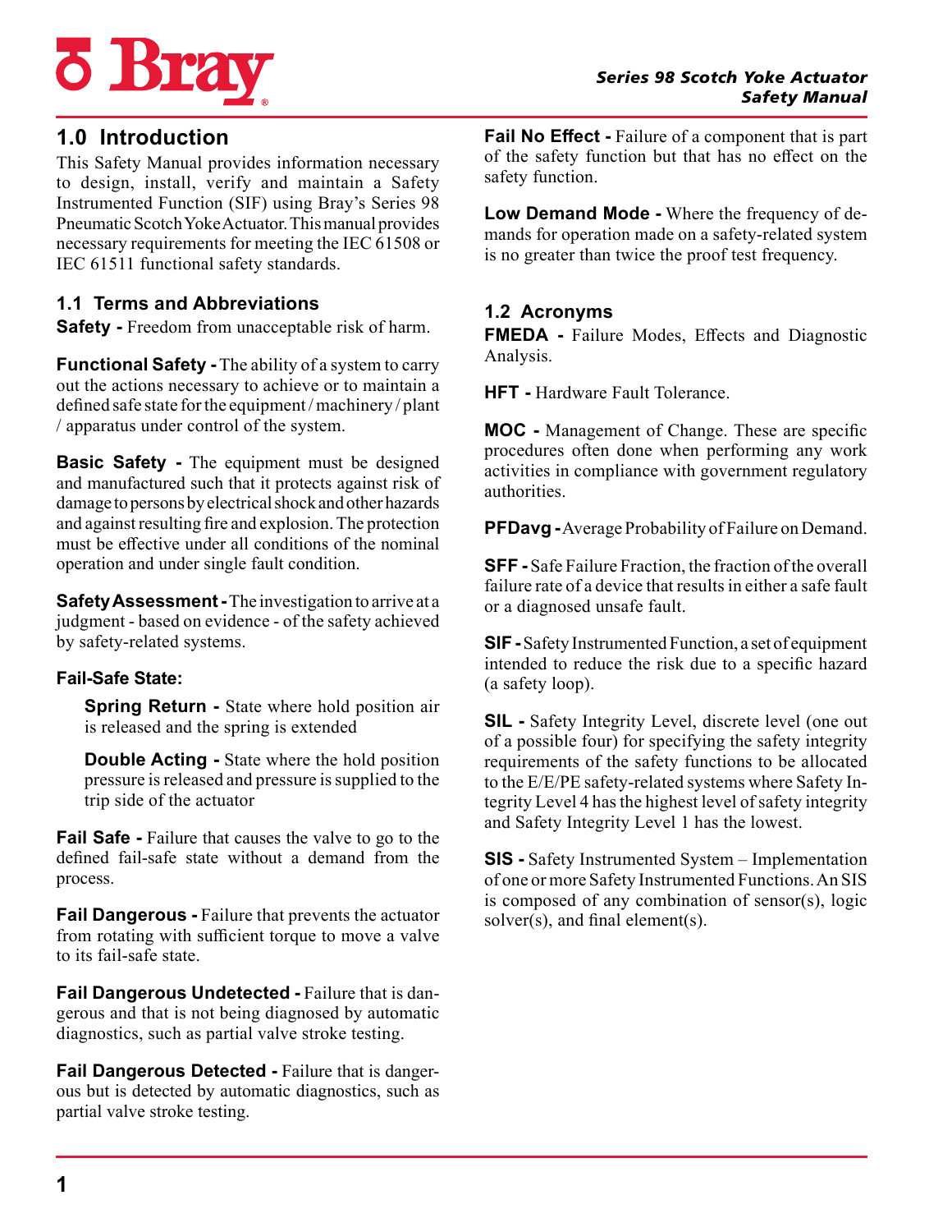## 1.0 Introduction

This Safety Manual provides information necessary to design, install, verify and maintain a Safety Instrumented Function (SIF) using Bray's Series 98 Pneumatic Scotch Yoke Actuator. This manual provides necessary requirements for meeting the IEC 61508 or IEC 61511 functional safety standards.

### 1.1 Terms and Abbreviations

**Safety -** Freedom from unacceptable risk of harm.

**Functional Safety -** The ability of a system to carry out the actions necessary to achieve or to maintain a defined safe state for the equipment / machinery / plant / apparatus under control of the system.

**Basic Safety -** The equipment must be designed and manufactured such that it protects against risk of damage to persons by electrical shock and other hazards and against resulting fire and explosion. The protection must be effective under all conditions of the nominal operation and under single fault condition.

**Safety Assessment -** The investigation to arrive at a judgment - based on evidence - of the safety achieved by safety-related systems.

**Fail-Safe State:**

> **Spring Return -** State where hold position air is released and the spring is extended
>
> **Double Acting -** State where the hold position pressure is released and pressure is supplied to the trip side of the actuator

**Fail Safe -** Failure that causes the valve to go to the defined fail-safe state without a demand from the process.

**Fail Dangerous -** Failure that prevents the actuator from rotating with sufficient torque to move a valve to its fail-safe state.

**Fail Dangerous Undetected -** Failure that is dangerous and that is not being diagnosed by automatic diagnostics, such as partial valve stroke testing.

**Fail Dangerous Detected -** Failure that is dangerous but is detected by automatic diagnostics, such as partial valve stroke testing.

**Fail No Effect -** Failure of a component that is part of the safety function but that has no effect on the safety function.

**Low Demand Mode -** Where the frequency of demands for operation made on a safety-related system is no greater than twice the proof test frequency.

### 1.2 Acronyms

**FMEDA -** Failure Modes, Effects and Diagnostic Analysis.

**HFT -** Hardware Fault Tolerance.

**MOC -** Management of Change. These are specific procedures often done when performing any work activities in compliance with government regulatory authorities.

**PFDavg -** Average Probability of Failure on Demand.

**SFF -** Safe Failure Fraction, the fraction of the overall failure rate of a device that results in either a safe fault or a diagnosed unsafe fault.

**SIF -** Safety Instrumented Function, a set of equipment intended to reduce the risk due to a specific hazard (a safety loop).

**SIL -** Safety Integrity Level, discrete level (one out of a possible four) for specifying the safety integrity requirements of the safety functions to be allocated to the E/E/PE safety-related systems where Safety Integrity Level 4 has the highest level of safety integrity and Safety Integrity Level 1 has the lowest.

**SIS -** Safety Instrumented System – Implementation of one or more Safety Instrumented Functions. An SIS is composed of any combination of sensor(s), logic solver(s), and final element(s).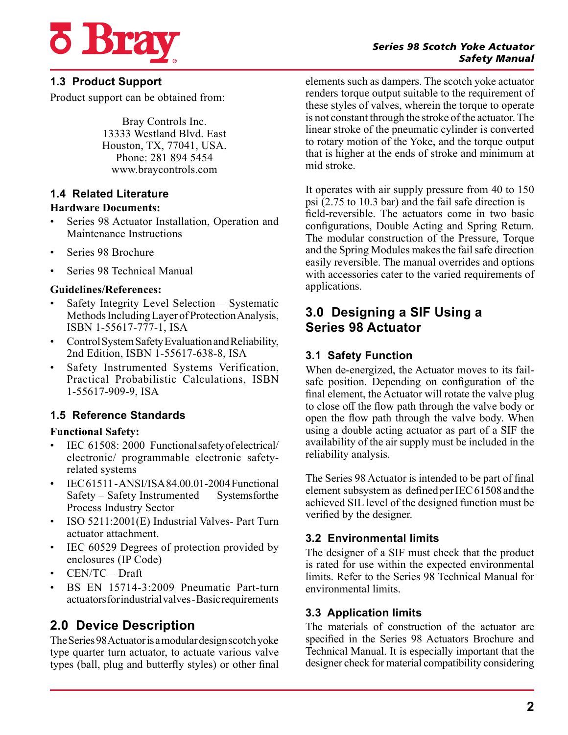## 1.3 Product Support

Product support can be obtained from:

Bray Controls Inc.
13333 Westland Blvd. East
Houston, TX, 77041, USA.
Phone: 281 894 5454
www.braycontrols.com

## 1.4 Related Literature

**Hardware Documents:**

- Series 98 Actuator Installation, Operation and Maintenance Instructions
- Series 98 Brochure
- Series 98 Technical Manual

**Guidelines/References:**

- Safety Integrity Level Selection – Systematic Methods Including Layer of Protection Analysis, ISBN 1-55617-777-1, ISA
- Control System Safety Evaluation and Reliability, 2nd Edition, ISBN 1-55617-638-8, ISA
- Safety Instrumented Systems Verification, Practical Probabilistic Calculations, ISBN 1-55617-909-9, ISA

## 1.5 Reference Standards

**Functional Safety:**

- IEC 61508: 2000 Functional safety of electrical/ electronic/ programmable electronic safety-related systems
- IEC 61511 - ANSI/ISA 84.00.01-2004 Functional Safety – Safety Instrumented Systems for the Process Industry Sector
- ISO 5211:2001(E) Industrial Valves- Part Turn actuator attachment.
- IEC 60529 Degrees of protection provided by enclosures (IP Code)
- CEN/TC – Draft
- BS EN 15714-3:2009 Pneumatic Part-turn actuators for industrial valves - Basic requirements

# 2.0 Device Description

The Series 98 Actuator is a modular design scotch yoke type quarter turn actuator, to actuate various valve types (ball, plug and butterfly styles) or other final elements such as dampers. The scotch yoke actuator renders torque output suitable to the requirement of these styles of valves, wherein the torque to operate is not constant through the stroke of the actuator. The linear stroke of the pneumatic cylinder is converted to rotary motion of the Yoke, and the torque output that is higher at the ends of stroke and minimum at mid stroke.

It operates with air supply pressure from 40 to 150 psi (2.75 to 10.3 bar) and the fail safe direction is field-reversible. The actuators come in two basic configurations, Double Acting and Spring Return. The modular construction of the Pressure, Torque and the Spring Modules makes the fail safe direction easily reversible. The manual overrides and options with accessories cater to the varied requirements of applications.

# 3.0 Designing a SIF Using a Series 98 Actuator

## 3.1 Safety Function

When de-energized, the Actuator moves to its fail-safe position. Depending on configuration of the final element, the Actuator will rotate the valve plug to close off the flow path through the valve body or open the flow path through the valve body. When using a double acting actuator as part of a SIF the availability of the air supply must be included in the reliability analysis.

The Series 98 Actuator is intended to be part of final element subsystem as defined per IEC 61508 and the achieved SIL level of the designed function must be verified by the designer.

## 3.2 Environmental limits

The designer of a SIF must check that the product is rated for use within the expected environmental limits. Refer to the Series 98 Technical Manual for environmental limits.

## 3.3 Application limits

The materials of construction of the actuator are specified in the Series 98 Actuators Brochure and Technical Manual. It is especially important that the designer check for material compatibility considering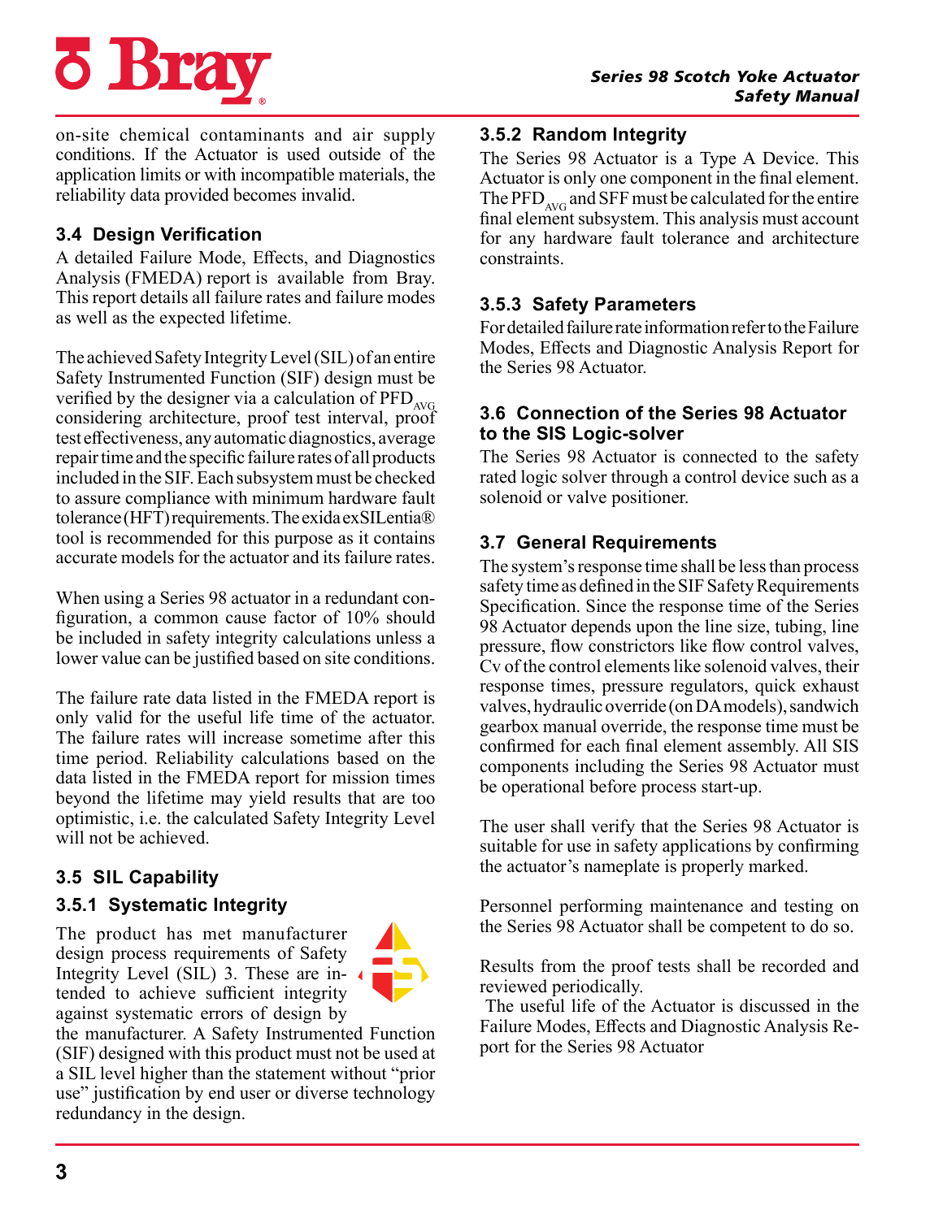on-site chemical contaminants and air supply conditions. If the Actuator is used outside of the application limits or with incompatible materials, the reliability data provided becomes invalid.

### 3.4 Design Verification

A detailed Failure Mode, Effects, and Diagnostics Analysis (FMEDA) report is available from Bray. This report details all failure rates and failure modes as well as the expected lifetime.

The achieved Safety Integrity Level (SIL) of an entire Safety Instrumented Function (SIF) design must be verified by the designer via a calculation of $PFD_{AVG}$ considering architecture, proof test interval, proof test effectiveness, any automatic diagnostics, average repair time and the specific failure rates of all products included in the SIF. Each subsystem must be checked to assure compliance with minimum hardware fault tolerance (HFT) requirements. The exida exSILentia® tool is recommended for this purpose as it contains accurate models for the actuator and its failure rates.

When using a Series 98 actuator in a redundant configuration, a common cause factor of 10% should be included in safety integrity calculations unless a lower value can be justified based on site conditions.

The failure rate data listed in the FMEDA report is only valid for the useful life time of the actuator. The failure rates will increase sometime after this time period. Reliability calculations based on the data listed in the FMEDA report for mission times beyond the lifetime may yield results that are too optimistic, i.e. the calculated Safety Integrity Level will not be achieved.

### 3.5 SIL Capability

#### 3.5.1 Systematic Integrity

The product has met manufacturer design process requirements of Safety Integrity Level (SIL) 3. These are intended to achieve sufficient integrity against systematic errors of design by the manufacturer. A Safety Instrumented Function (SIF) designed with this product must not be used at a SIL level higher than the statement without "prior use" justification by end user or diverse technology redundancy in the design.

#### 3.5.2 Random Integrity

The Series 98 Actuator is a Type A Device. This Actuator is only one component in the final element. The $PFD_{AVG}$ and SFF must be calculated for the entire final element subsystem. This analysis must account for any hardware fault tolerance and architecture constraints.

#### 3.5.3 Safety Parameters

For detailed failure rate information refer to the Failure Modes, Effects and Diagnostic Analysis Report for the Series 98 Actuator.

### 3.6 Connection of the Series 98 Actuator to the SIS Logic-solver

The Series 98 Actuator is connected to the safety rated logic solver through a control device such as a solenoid or valve positioner.

### 3.7 General Requirements

The system's response time shall be less than process safety time as defined in the SIF Safety Requirements Specification. Since the response time of the Series 98 Actuator depends upon the line size, tubing, line pressure, flow constrictors like flow control valves, Cv of the control elements like solenoid valves, their response times, pressure regulators, quick exhaust valves, hydraulic override (on DA models), sandwich gearbox manual override, the response time must be confirmed for each final element assembly. All SIS components including the Series 98 Actuator must be operational before process start-up.

The user shall verify that the Series 98 Actuator is suitable for use in safety applications by confirming the actuator's nameplate is properly marked.

Personnel performing maintenance and testing on the Series 98 Actuator shall be competent to do so.

Results from the proof tests shall be recorded and reviewed periodically.

The useful life of the Actuator is discussed in the Failure Modes, Effects and Diagnostic Analysis Report for the Series 98 Actuator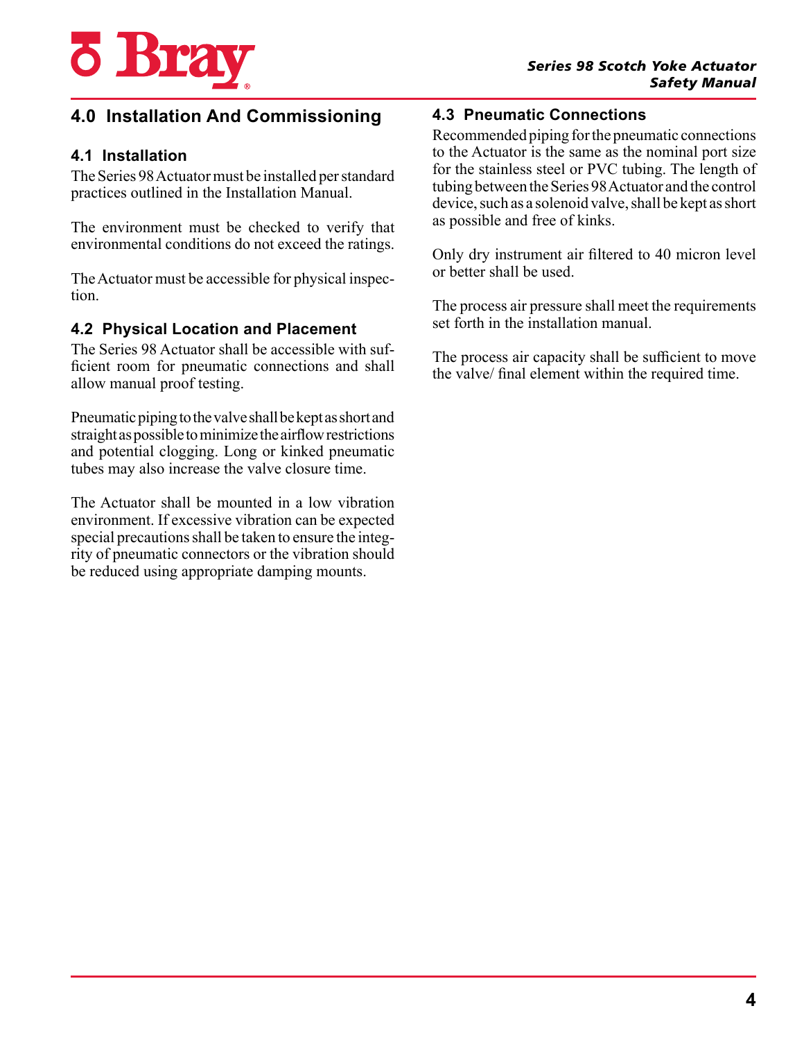## 4.0 Installation And Commissioning

### 4.1 Installation

The Series 98 Actuator must be installed per standard practices outlined in the Installation Manual.

The environment must be checked to verify that environmental conditions do not exceed the ratings.

The Actuator must be accessible for physical inspection.

### 4.2 Physical Location and Placement

The Series 98 Actuator shall be accessible with sufficient room for pneumatic connections and shall allow manual proof testing.

Pneumatic piping to the valve shall be kept as short and straight as possible to minimize the airflow restrictions and potential clogging. Long or kinked pneumatic tubes may also increase the valve closure time.

The Actuator shall be mounted in a low vibration environment. If excessive vibration can be expected special precautions shall be taken to ensure the integrity of pneumatic connectors or the vibration should be reduced using appropriate damping mounts.

### 4.3 Pneumatic Connections

Recommended piping for the pneumatic connections to the Actuator is the same as the nominal port size for the stainless steel or PVC tubing. The length of tubing between the Series 98 Actuator and the control device, such as a solenoid valve, shall be kept as short as possible and free of kinks.

Only dry instrument air filtered to 40 micron level or better shall be used.

The process air pressure shall meet the requirements set forth in the installation manual.

The process air capacity shall be sufficient to move the valve/ final element within the required time.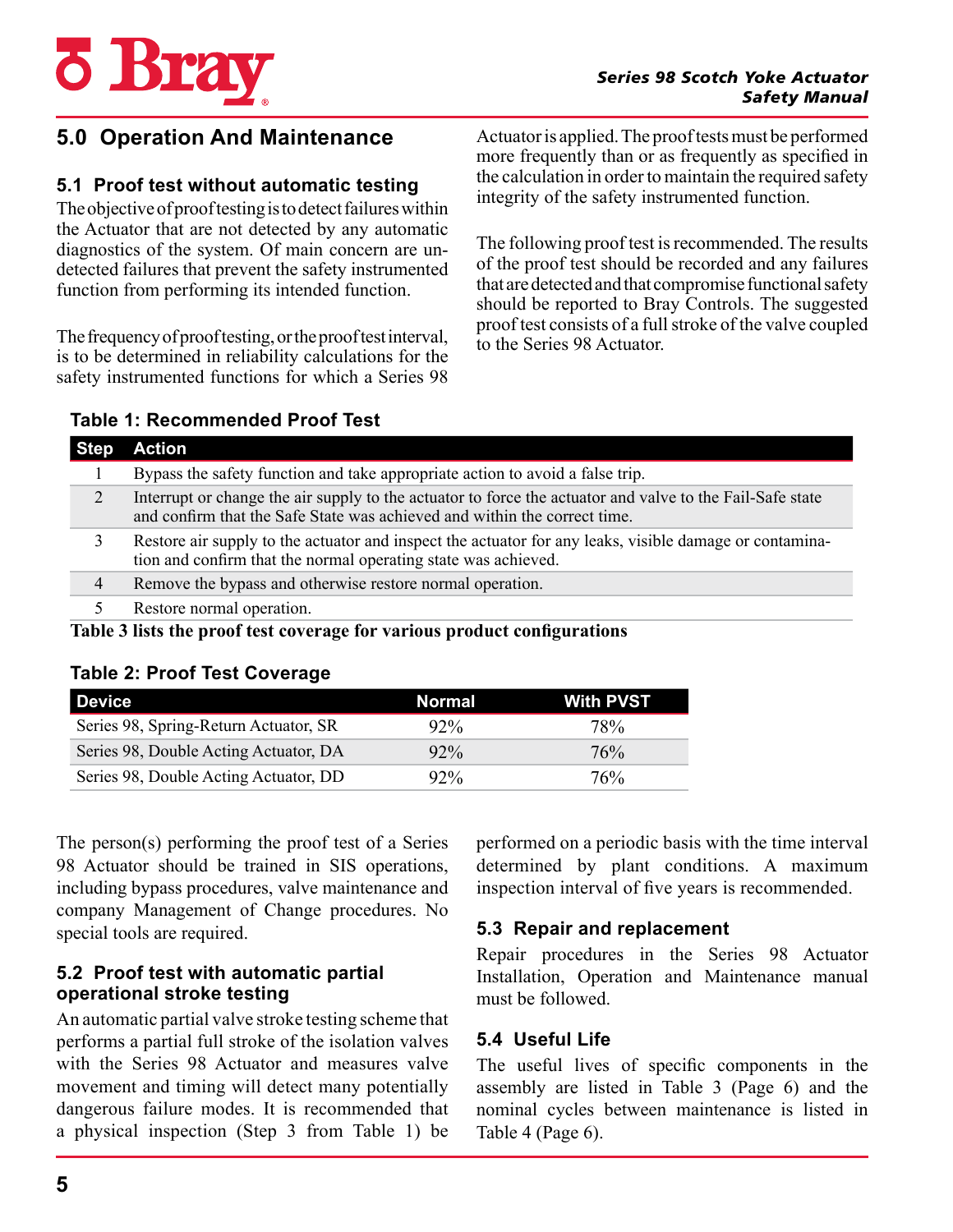## 5.0 Operation And Maintenance

### 5.1 Proof test without automatic testing

The objective of proof testing is to detect failures within the Actuator that are not detected by any automatic diagnostics of the system. Of main concern are undetected failures that prevent the safety instrumented function from performing its intended function.

The frequency of proof testing, or the proof test interval, is to be determined in reliability calculations for the safety instrumented functions for which a Series 98 Actuator is applied. The proof tests must be performed more frequently than or as frequently as specified in the calculation in order to maintain the required safety integrity of the safety instrumented function.

The following proof test is recommended. The results of the proof test should be recorded and any failures that are detected and that compromise functional safety should be reported to Bray Controls. The suggested proof test consists of a full stroke of the valve coupled to the Series 98 Actuator.

**Table 1: Recommended Proof Test**

| Step | Action |
|---|---|
| 1 | Bypass the safety function and take appropriate action to avoid a false trip. |
| 2 | Interrupt or change the air supply to the actuator to force the actuator and valve to the Fail-Safe state and confirm that the Safe State was achieved and within the correct time. |
| 3 | Restore air supply to the actuator and inspect the actuator for any leaks, visible damage or contamination and confirm that the normal operating state was achieved. |
| 4 | Remove the bypass and otherwise restore normal operation. |
| 5 | Restore normal operation. |

**Table 3 lists the proof test coverage for various product configurations**

**Table 2: Proof Test Coverage**

| Device | Normal | With PVST |
|---|---|---|
| Series 98, Spring-Return Actuator, SR | 92% | 78% |
| Series 98, Double Acting Actuator, DA | 92% | 76% |
| Series 98, Double Acting Actuator, DD | 92% | 76% |

The person(s) performing the proof test of a Series 98 Actuator should be trained in SIS operations, including bypass procedures, valve maintenance and company Management of Change procedures. No special tools are required.

### 5.2 Proof test with automatic partial operational stroke testing

An automatic partial valve stroke testing scheme that performs a partial full stroke of the isolation valves with the Series 98 Actuator and measures valve movement and timing will detect many potentially dangerous failure modes. It is recommended that a physical inspection (Step 3 from Table 1) be performed on a periodic basis with the time interval determined by plant conditions. A maximum inspection interval of five years is recommended.

### 5.3 Repair and replacement

Repair procedures in the Series 98 Actuator Installation, Operation and Maintenance manual must be followed.

### 5.4 Useful Life

The useful lives of specific components in the assembly are listed in Table 3 (Page 6) and the nominal cycles between maintenance is listed in Table 4 (Page 6).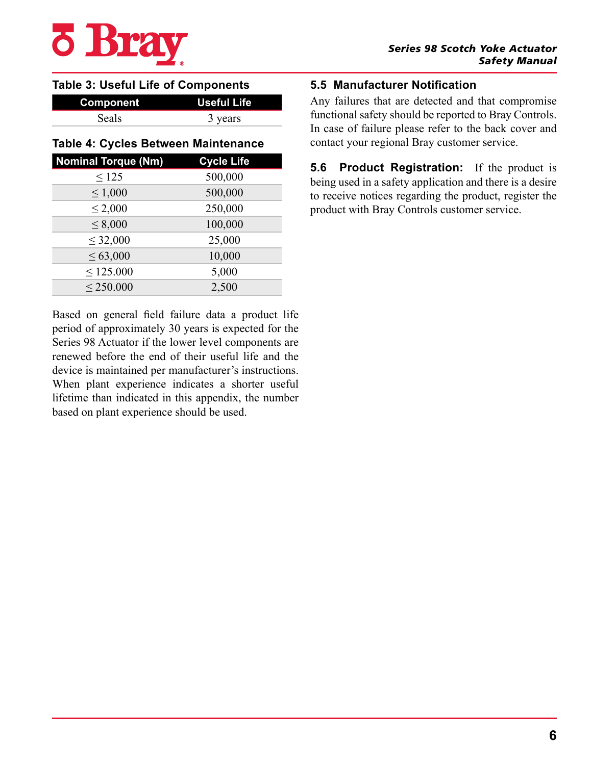**Table 3: Useful Life of Components**

| Component | Useful Life |
|---|---|
| Seals | 3 years |

**Table 4: Cycles Between Maintenance**

| Nominal Torque (Nm) | Cycle Life |
|---|---|
| ≤ 125 | 500,000 |
| ≤ 1,000 | 500,000 |
| ≤ 2,000 | 250,000 |
| ≤ 8,000 | 100,000 |
| ≤ 32,000 | 25,000 |
| ≤ 63,000 | 10,000 |
| ≤ 125.000 | 5,000 |
| ≤ 250.000 | 2,500 |

Based on general field failure data a product life period of approximately 30 years is expected for the Series 98 Actuator if the lower level components are renewed before the end of their useful life and the device is maintained per manufacturer's instructions. When plant experience indicates a shorter useful lifetime than indicated in this appendix, the number based on plant experience should be used.

### 5.5 Manufacturer Notification

Any failures that are detected and that compromise functional safety should be reported to Bray Controls. In case of failure please refer to the back cover and contact your regional Bray customer service.

**5.6 Product Registration:** If the product is being used in a safety application and there is a desire to receive notices regarding the product, register the product with Bray Controls customer service.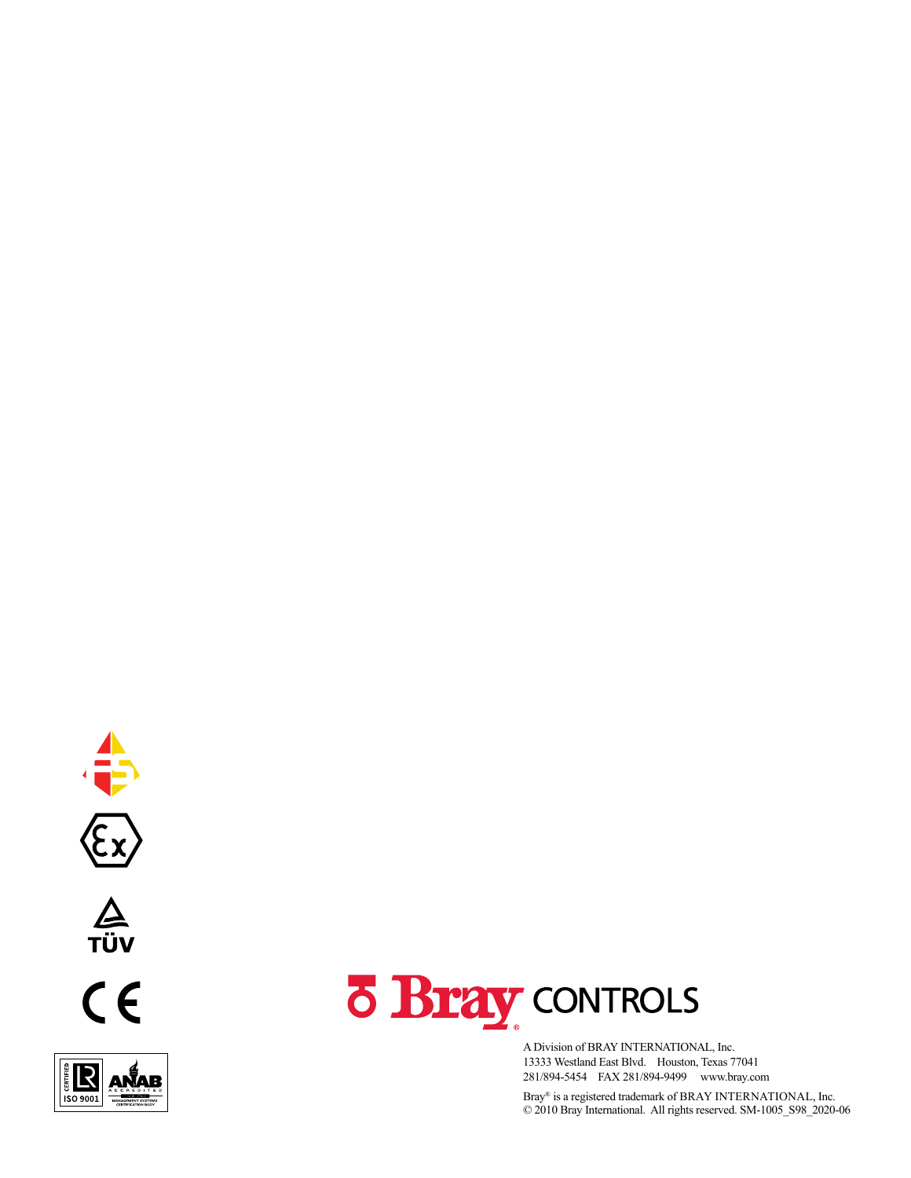Bray CONTROLS

A Division of BRAY INTERNATIONAL, Inc.
13333 Westland East Blvd. Houston, Texas 77041
281/894-5454 FAX 281/894-9499 www.bray.com

Bray® is a registered trademark of BRAY INTERNATIONAL, Inc.
© 2010 Bray International. All rights reserved. SM-1005_S98_2020-06